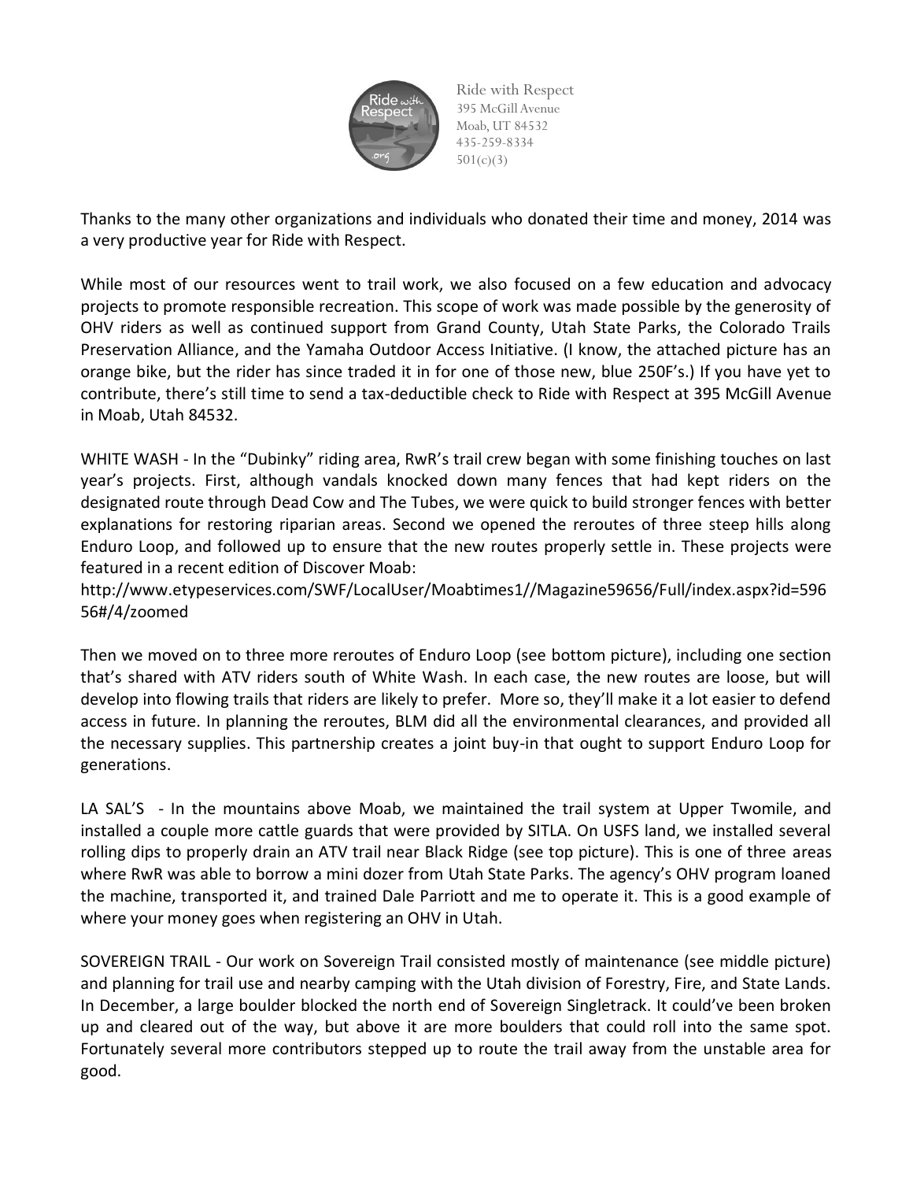Ride with Respect
395 McGill Avenue
Moab, UT 84532
435-259-8334
501(c)(3)

Thanks to the many other organizations and individuals who donated their time and money, 2014 was a very productive year for Ride with Respect.

While most of our resources went to trail work, we also focused on a few education and advocacy projects to promote responsible recreation. This scope of work was made possible by the generosity of OHV riders as well as continued support from Grand County, Utah State Parks, the Colorado Trails Preservation Alliance, and the Yamaha Outdoor Access Initiative. (I know, the attached picture has an orange bike, but the rider has since traded it in for one of those new, blue 250F's.) If you have yet to contribute, there's still time to send a tax-deductible check to Ride with Respect at 395 McGill Avenue in Moab, Utah 84532.

WHITE WASH - In the "Dubinky" riding area, RwR's trail crew began with some finishing touches on last year's projects. First, although vandals knocked down many fences that had kept riders on the designated route through Dead Cow and The Tubes, we were quick to build stronger fences with better explanations for restoring riparian areas. Second we opened the reroutes of three steep hills along Enduro Loop, and followed up to ensure that the new routes properly settle in. These projects were featured in a recent edition of Discover Moab:
http://www.etypeservices.com/SWF/LocalUser/Moabtimes1//Magazine59656/Full/index.aspx?id=59656#/4/zoomed

Then we moved on to three more reroutes of Enduro Loop (see bottom picture), including one section that's shared with ATV riders south of White Wash. In each case, the new routes are loose, but will develop into flowing trails that riders are likely to prefer. More so, they'll make it a lot easier to defend access in future. In planning the reroutes, BLM did all the environmental clearances, and provided all the necessary supplies. This partnership creates a joint buy-in that ought to support Enduro Loop for generations.

LA SAL'S - In the mountains above Moab, we maintained the trail system at Upper Twomile, and installed a couple more cattle guards that were provided by SITLA. On USFS land, we installed several rolling dips to properly drain an ATV trail near Black Ridge (see top picture). This is one of three areas where RwR was able to borrow a mini dozer from Utah State Parks. The agency's OHV program loaned the machine, transported it, and trained Dale Parriott and me to operate it. This is a good example of where your money goes when registering an OHV in Utah.

SOVEREIGN TRAIL - Our work on Sovereign Trail consisted mostly of maintenance (see middle picture) and planning for trail use and nearby camping with the Utah division of Forestry, Fire, and State Lands. In December, a large boulder blocked the north end of Sovereign Singletrack. It could've been broken up and cleared out of the way, but above it are more boulders that could roll into the same spot. Fortunately several more contributors stepped up to route the trail away from the unstable area for good.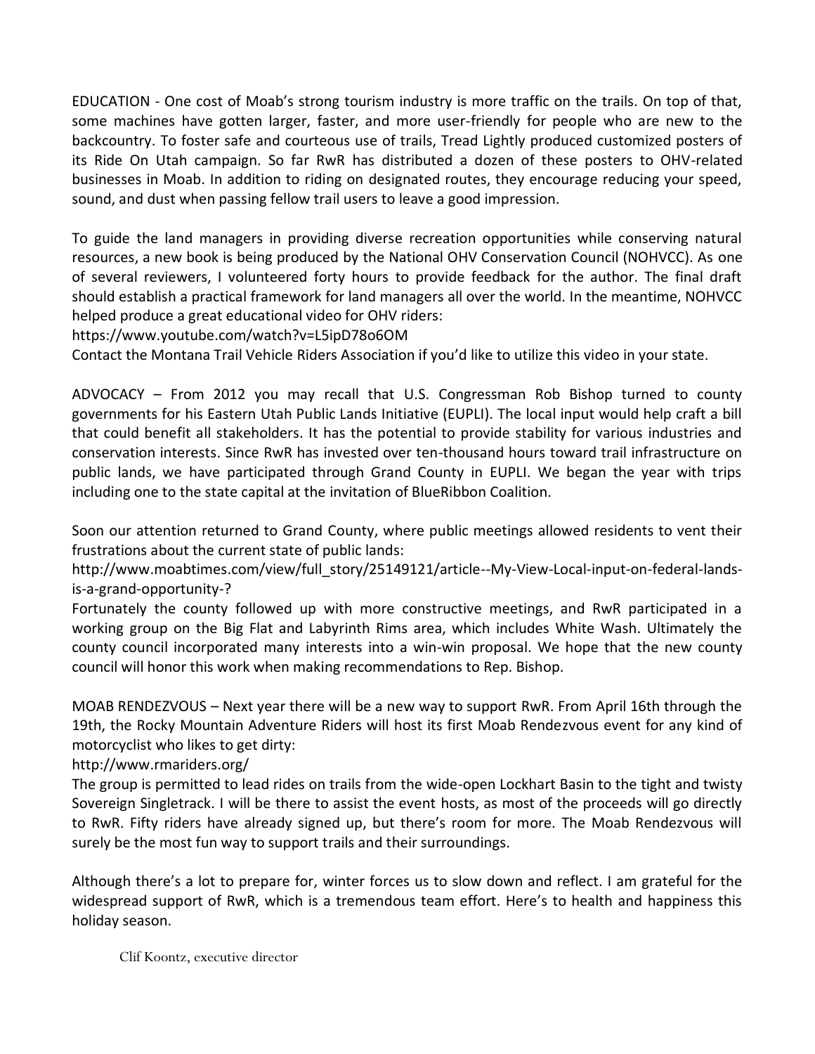EDUCATION - One cost of Moab's strong tourism industry is more traffic on the trails. On top of that, some machines have gotten larger, faster, and more user-friendly for people who are new to the backcountry. To foster safe and courteous use of trails, Tread Lightly produced customized posters of its Ride On Utah campaign. So far RwR has distributed a dozen of these posters to OHV-related businesses in Moab. In addition to riding on designated routes, they encourage reducing your speed, sound, and dust when passing fellow trail users to leave a good impression.

To guide the land managers in providing diverse recreation opportunities while conserving natural resources, a new book is being produced by the National OHV Conservation Council (NOHVCC). As one of several reviewers, I volunteered forty hours to provide feedback for the author. The final draft should establish a practical framework for land managers all over the world. In the meantime, NOHVCC helped produce a great educational video for OHV riders:
https://www.youtube.com/watch?v=L5ipD78o6OM
Contact the Montana Trail Vehicle Riders Association if you'd like to utilize this video in your state.

ADVOCACY – From 2012 you may recall that U.S. Congressman Rob Bishop turned to county governments for his Eastern Utah Public Lands Initiative (EUPLI). The local input would help craft a bill that could benefit all stakeholders. It has the potential to provide stability for various industries and conservation interests. Since RwR has invested over ten-thousand hours toward trail infrastructure on public lands, we have participated through Grand County in EUPLI. We began the year with trips including one to the state capital at the invitation of BlueRibbon Coalition.

Soon our attention returned to Grand County, where public meetings allowed residents to vent their frustrations about the current state of public lands:
http://www.moabtimes.com/view/full_story/25149121/article--My-View-Local-input-on-federal-lands-is-a-grand-opportunity-?
Fortunately the county followed up with more constructive meetings, and RwR participated in a working group on the Big Flat and Labyrinth Rims area, which includes White Wash. Ultimately the county council incorporated many interests into a win-win proposal. We hope that the new county council will honor this work when making recommendations to Rep. Bishop.

MOAB RENDEZVOUS – Next year there will be a new way to support RwR. From April 16th through the 19th, the Rocky Mountain Adventure Riders will host its first Moab Rendezvous event for any kind of motorcyclist who likes to get dirty:
http://www.rmariders.org/
The group is permitted to lead rides on trails from the wide-open Lockhart Basin to the tight and twisty Sovereign Singletrack. I will be there to assist the event hosts, as most of the proceeds will go directly to RwR. Fifty riders have already signed up, but there's room for more. The Moab Rendezvous will surely be the most fun way to support trails and their surroundings.

Although there's a lot to prepare for, winter forces us to slow down and reflect. I am grateful for the widespread support of RwR, which is a tremendous team effort. Here's to health and happiness this holiday season.

Clif Koontz, executive director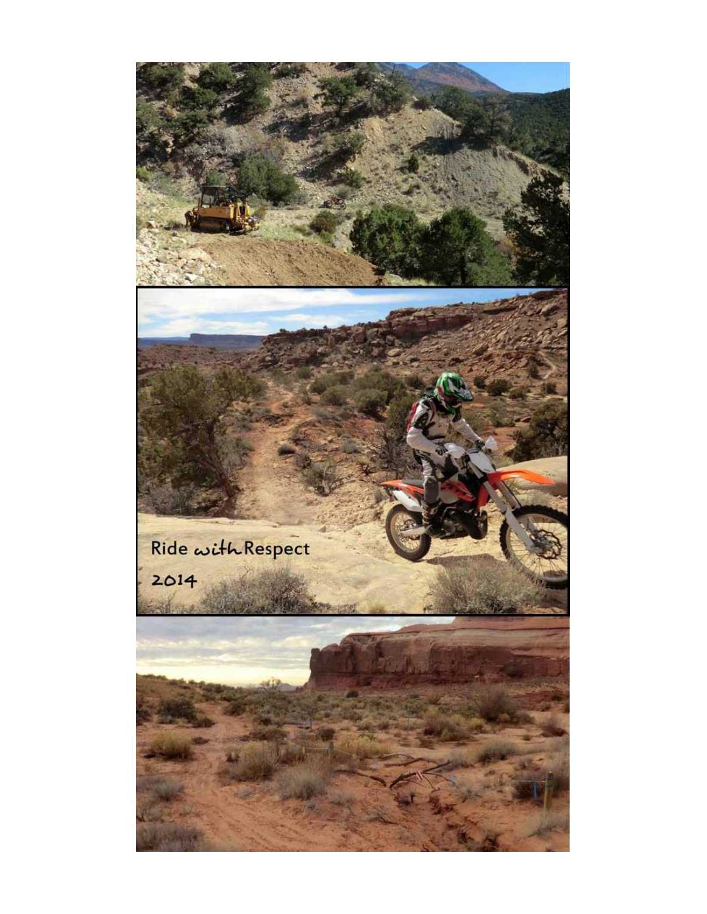Ride with Respect

2014